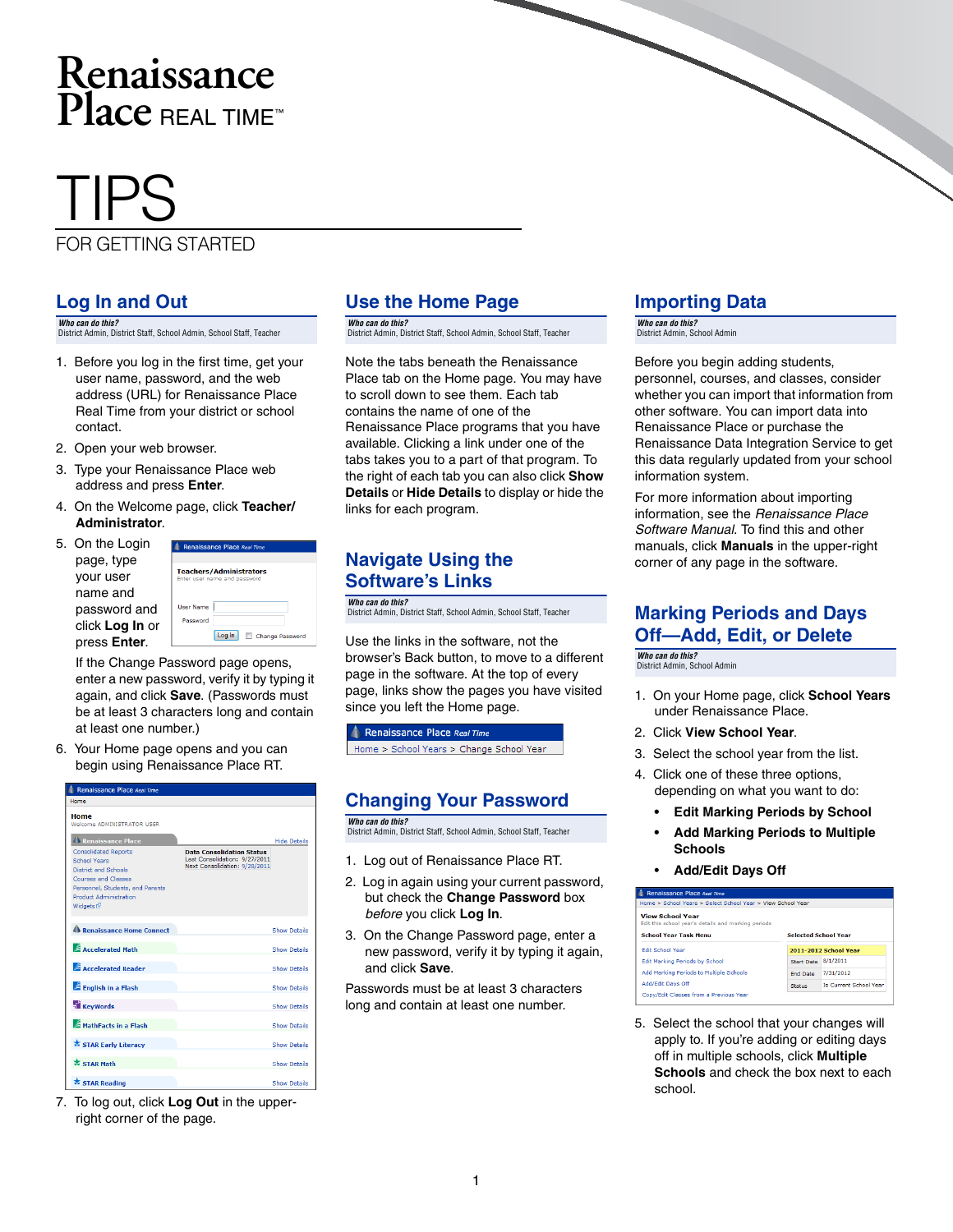# Renaissance Place REAL TIME™

# TIPS

FOR GETTING STARTED

## Log In and Out

***Who can do this?***
District Admin, District Staff, School Admin, School Staff, Teacher

1. Before you log in the first time, get your user name, password, and the web address (URL) for Renaissance Place Real Time from your district or school contact.
2. Open your web browser.
3. Type your Renaissance Place web address and press **Enter**.
4. On the Welcome page, click **Teacher/ Administrator**.
5. On the Login page, type your user name and password and click **Log In** or press **Enter**.

   If the Change Password page opens, enter a new password, verify it by typing it again, and click **Save**. (Passwords must be at least 3 characters long and contain at least one number.)
6. Your Home page opens and you can begin using Renaissance Place RT.
7. To log out, click **Log Out** in the upper-right corner of the page.

## Use the Home Page

***Who can do this?***
District Admin, District Staff, School Admin, School Staff, Teacher

Note the tabs beneath the Renaissance Place tab on the Home page. You may have to scroll down to see them. Each tab contains the name of one of the Renaissance Place programs that you have available. Clicking a link under one of the tabs takes you to a part of that program. To the right of each tab you can also click **Show Details** or **Hide Details** to display or hide the links for each program.

## Navigate Using the Software's Links

***Who can do this?***
District Admin, District Staff, School Admin, School Staff, Teacher

Use the links in the software, not the browser's Back button, to move to a different page in the software. At the top of every page, links show the pages you have visited since you left the Home page.

## Changing Your Password

***Who can do this?***
District Admin, District Staff, School Admin, School Staff, Teacher

1. Log out of Renaissance Place RT.
2. Log in again using your current password, but check the **Change Password** box *before* you click **Log In**.
3. On the Change Password page, enter a new password, verify it by typing it again, and click **Save**.

Passwords must be at least 3 characters long and contain at least one number.

## Importing Data

***Who can do this?***
District Admin, School Admin

Before you begin adding students, personnel, courses, and classes, consider whether you can import that information from other software. You can import data into Renaissance Place or purchase the Renaissance Data Integration Service to get this data regularly updated from your school information system.

For more information about importing information, see the *Renaissance Place Software Manual.* To find this and other manuals, click **Manuals** in the upper-right corner of any page in the software.

## Marking Periods and Days Off—Add, Edit, or Delete

***Who can do this?***
District Admin, School Admin

1. On your Home page, click **School Years** under Renaissance Place.
2. Click **View School Year**.
3. Select the school year from the list.
4. Click one of these three options, depending on what you want to do:
   - **Edit Marking Periods by School**
   - **Add Marking Periods to Multiple Schools**
   - **Add/Edit Days Off**
5. Select the school that your changes will apply to. If you're adding or editing days off in multiple schools, click **Multiple Schools** and check the box next to each school.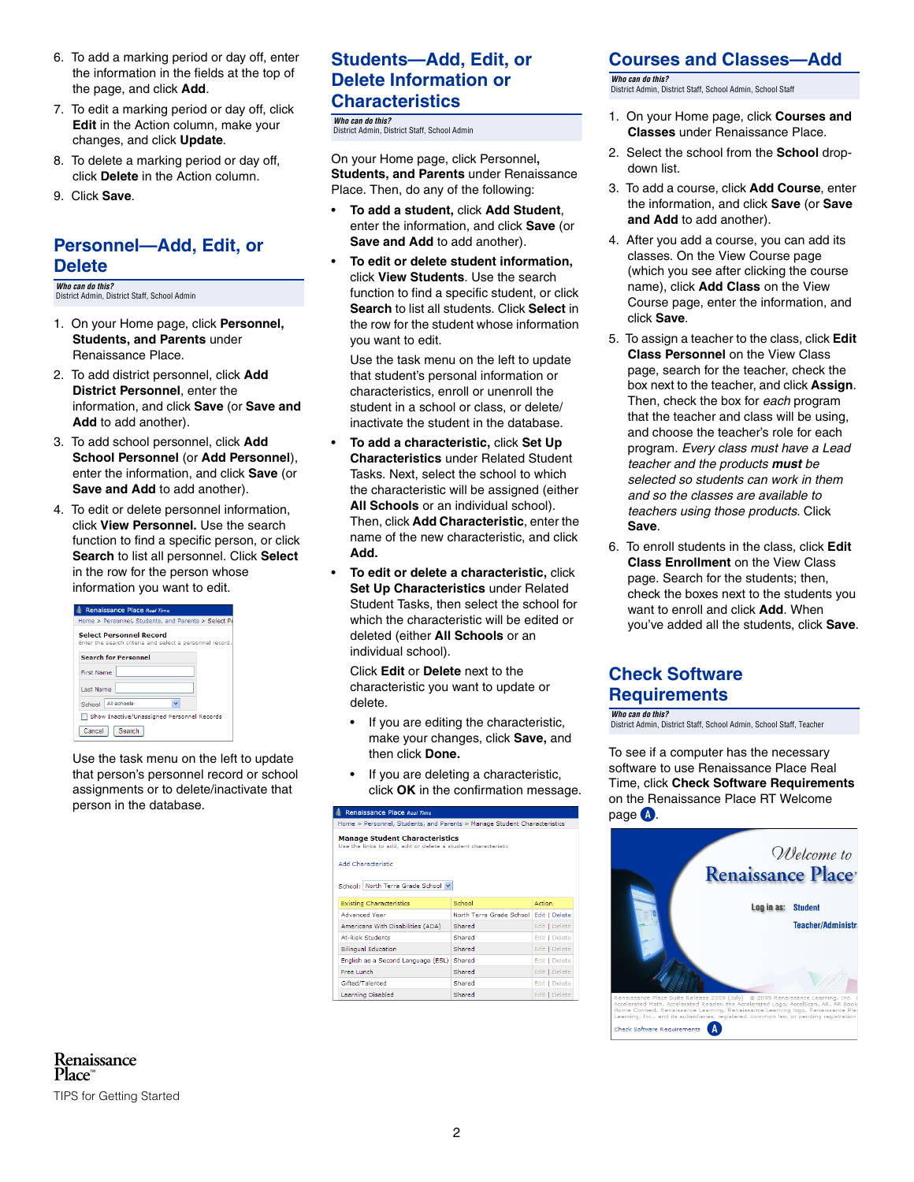6. To add a marking period or day off, enter the information in the fields at the top of the page, and click **Add**.
7. To edit a marking period or day off, click **Edit** in the Action column, make your changes, and click **Update**.
8. To delete a marking period or day off, click **Delete** in the Action column.
9. Click **Save**.

## Personnel—Add, Edit, or Delete

***Who can do this?***
District Admin, District Staff, School Admin

1. On your Home page, click **Personnel, Students, and Parents** under Renaissance Place.
2. To add district personnel, click **Add District Personnel**, enter the information, and click **Save** (or **Save and Add** to add another).
3. To add school personnel, click **Add School Personnel** (or **Add Personnel**), enter the information, and click **Save** (or **Save and Add** to add another).
4. To edit or delete personnel information, click **View Personnel.** Use the search function to find a specific person, or click **Search** to list all personnel. Click **Select** in the row for the person whose information you want to edit.

   Use the task menu on the left to update that person's personnel record or school assignments or to delete/inactivate that person in the database.

## Students—Add, Edit, or Delete Information or Characteristics

***Who can do this?***
District Admin, District Staff, School Admin

On your Home page, click Personnel**, Students, and Parents** under Renaissance Place. Then, do any of the following:

- **To add a student,** click **Add Student**, enter the information, and click **Save** (or **Save and Add** to add another).
- **To edit or delete student information,** click **View Students**. Use the search function to find a specific student, or click **Search** to list all students. Click **Select** in the row for the student whose information you want to edit.

  Use the task menu on the left to update that student's personal information or characteristics, enroll or unenroll the student in a school or class, or delete/inactivate the student in the database.
- **To add a characteristic,** click **Set Up Characteristics** under Related Student Tasks. Next, select the school to which the characteristic will be assigned (either **All Schools** or an individual school). Then, click **Add Characteristic**, enter the name of the new characteristic, and click **Add.**
- **To edit or delete a characteristic,** click **Set Up Characteristics** under Related Student Tasks, then select the school for which the characteristic will be edited or deleted (either **All Schools** or an individual school).

  Click **Edit** or **Delete** next to the characteristic you want to update or delete.

  - If you are editing the characteristic, make your changes, click **Save,** and then click **Done.**
  - If you are deleting a characteristic, click **OK** in the confirmation message.

## Courses and Classes—Add

***Who can do this?***
District Admin, District Staff, School Admin, School Staff

1. On your Home page, click **Courses and Classes** under Renaissance Place.
2. Select the school from the **School** drop-down list.
3. To add a course, click **Add Course**, enter the information, and click **Save** (or **Save and Add** to add another).
4. After you add a course, you can add its classes. On the View Course page (which you see after clicking the course name), click **Add Class** on the View Course page, enter the information, and click **Save**.
5. To assign a teacher to the class, click **Edit Class Personnel** on the View Class page, search for the teacher, check the box next to the teacher, and click **Assign**. Then, check the box for *each* program that the teacher and class will be using, and choose the teacher's role for each program. *Every class must have a Lead teacher and the products* ***must*** *be selected so students can work in them and so the classes are available to teachers using those products.* Click **Save**.
6. To enroll students in the class, click **Edit Class Enrollment** on the View Class page. Search for the students; then, check the boxes next to the students you want to enroll and click **Add**. When you've added all the students, click **Save**.

## Check Software Requirements

***Who can do this?***
District Admin, District Staff, School Admin, School Staff, Teacher

To see if a computer has the necessary software to use Renaissance Place Real Time, click **Check Software Requirements** on the Renaissance Place RT Welcome page **A**.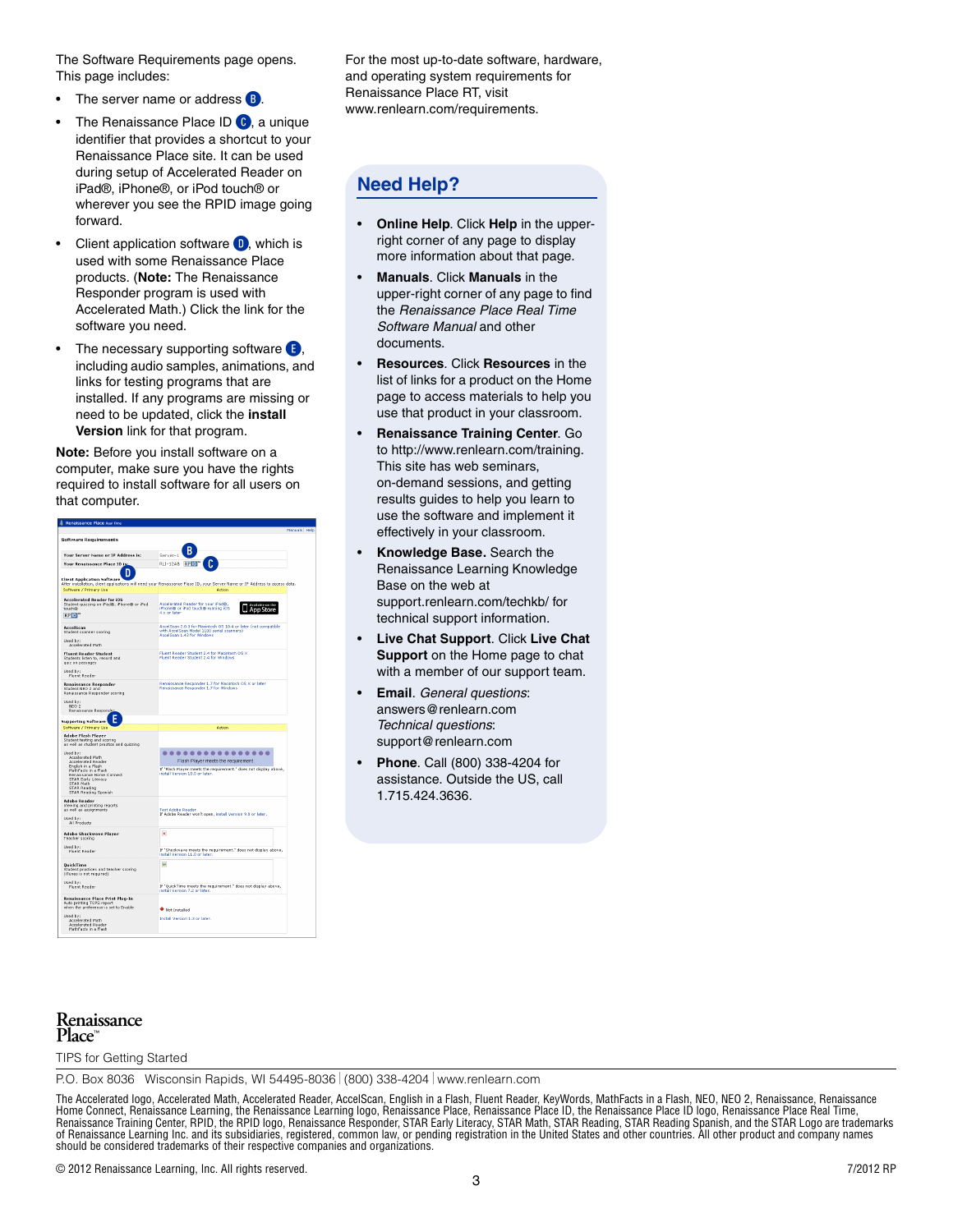The Software Requirements page opens. This page includes:

- The server name or address B.
- The Renaissance Place ID C, a unique identifier that provides a shortcut to your Renaissance Place site. It can be used during setup of Accelerated Reader on iPad®, iPhone®, or iPod touch® or wherever you see the RPID image going forward.
- Client application software D, which is used with some Renaissance Place products. (**Note:** The Renaissance Responder program is used with Accelerated Math.) Click the link for the software you need.
- The necessary supporting software E, including audio samples, animations, and links for testing programs that are installed. If any programs are missing or need to be updated, click the **install Version** link for that program.

**Note:** Before you install software on a computer, make sure you have the rights required to install software for all users on that computer.

For the most up-to-date software, hardware, and operating system requirements for Renaissance Place RT, visit www.renlearn.com/requirements.

## Need Help?

- **Online Help**. Click **Help** in the upper-right corner of any page to display more information about that page.
- **Manuals**. Click **Manuals** in the upper-right corner of any page to find the *Renaissance Place Real Time Software Manual* and other documents.
- **Resources**. Click **Resources** in the list of links for a product on the Home page to access materials to help you use that product in your classroom.
- **Renaissance Training Center**. Go to http://www.renlearn.com/training. This site has web seminars, on-demand sessions, and getting results guides to help you learn to use the software and implement it effectively in your classroom.
- **Knowledge Base.** Search the Renaissance Learning Knowledge Base on the web at support.renlearn.com/techkb/ for technical support information.
- **Live Chat Support**. Click **Live Chat Support** on the Home page to chat with a member of our support team.
- **Email**. *General questions*: answers@renlearn.com *Technical questions*: support@renlearn.com
- **Phone**. Call (800) 338-4204 for assistance. Outside the US, call 1.715.424.3636.

Renaissance Place™

TIPS for Getting Started

P.O. Box 8036 Wisconsin Rapids, WI 54495-8036 | (800) 338-4204 | www.renlearn.com

The Accelerated logo, Accelerated Math, Accelerated Reader, AccelScan, English in a Flash, Fluent Reader, KeyWords, MathFacts in a Flash, NEO, NEO 2, Renaissance, Renaissance Home Connect, Renaissance Learning, the Renaissance Learning logo, Renaissance Place, Renaissance Place ID, the Renaissance Place ID logo, Renaissance Place Real Time, Renaissance Training Center, RPID, the RPID logo, Renaissance Responder, STAR Early Literacy, STAR Math, STAR Reading, STAR Reading Spanish, and the STAR Logo are trademarks of Renaissance Learning Inc. and its subsidiaries, registered, common law, or pending registration in the United States and other countries. All other product and company names should be considered trademarks of their respective companies and organizations.

© 2012 Renaissance Learning, Inc. All rights reserved. 7/2012 RP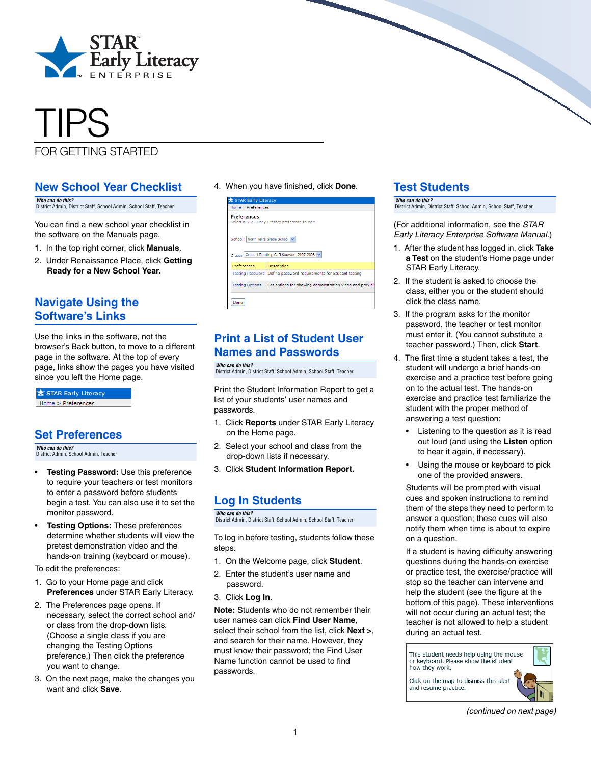# TIPS

FOR GETTING STARTED

## New School Year Checklist

*Who can do this?*
District Admin, District Staff, School Admin, School Staff, Teacher

You can find a new school year checklist in the software on the Manuals page.

1. In the top right corner, click **Manuals**.
2. Under Renaissance Place, click **Getting Ready for a New School Year.**

## Navigate Using the Software's Links

Use the links in the software, not the browser's Back button, to move to a different page in the software. At the top of every page, links show the pages you have visited since you left the Home page.

## Set Preferences

*Who can do this?*
District Admin, School Admin, Teacher

- **Testing Password:** Use this preference to require your teachers or test monitors to enter a password before students begin a test. You can also use it to set the monitor password.
- **Testing Options:** These preferences determine whether students will view the pretest demonstration video and the hands-on training (keyboard or mouse).

To edit the preferences:

1. Go to your Home page and click **Preferences** under STAR Early Literacy.
2. The Preferences page opens. If necessary, select the correct school and/or class from the drop-down lists. (Choose a single class if you are changing the Testing Options preference.) Then click the preference you want to change.
3. On the next page, make the changes you want and click **Save**.
4. When you have finished, click **Done**.

## Print a List of Student User Names and Passwords

*Who can do this?*
District Admin, District Staff, School Admin, School Staff, Teacher

Print the Student Information Report to get a list of your students' user names and passwords.

1. Click **Reports** under STAR Early Literacy on the Home page.
2. Select your school and class from the drop-down lists if necessary.
3. Click **Student Information Report.**

## Log In Students

*Who can do this?*
District Admin, District Staff, School Admin, School Staff, Teacher

To log in before testing, students follow these steps.

1. On the Welcome page, click **Student**.
2. Enter the student's user name and password.
3. Click **Log In**.

**Note:** Students who do not remember their user names can click **Find User Name**, select their school from the list, click **Next >**, and search for their name. However, they must know their password; the Find User Name function cannot be used to find passwords.

## Test Students

*Who can do this?*
District Admin, District Staff, School Admin, School Staff, Teacher

(For additional information, see the *STAR Early Literacy Enterprise Software Manual.*)

1. After the student has logged in, click **Take a Test** on the student's Home page under STAR Early Literacy.
2. If the student is asked to choose the class, either you or the student should click the class name.
3. If the program asks for the monitor password, the teacher or test monitor must enter it. (You cannot substitute a teacher password.) Then, click **Start**.
4. The first time a student takes a test, the student will undergo a brief hands-on exercise and a practice test before going on to the actual test. The hands-on exercise and practice test familiarize the student with the proper method of answering a test question:
   - Listening to the question as it is read out loud (and using the **Listen** option to hear it again, if necessary).
   - Using the mouse or keyboard to pick one of the provided answers.

   Students will be prompted with visual cues and spoken instructions to remind them of the steps they need to perform to answer a question; these cues will also notify them when time is about to expire on a question.

   If a student is having difficulty answering questions during the hands-on exercise or practice test, the exercise/practice will stop so the teacher can intervene and help the student (see the figure at the bottom of this page). These interventions will not occur during an actual test; the teacher is not allowed to help a student during an actual test.

*(continued on next page)*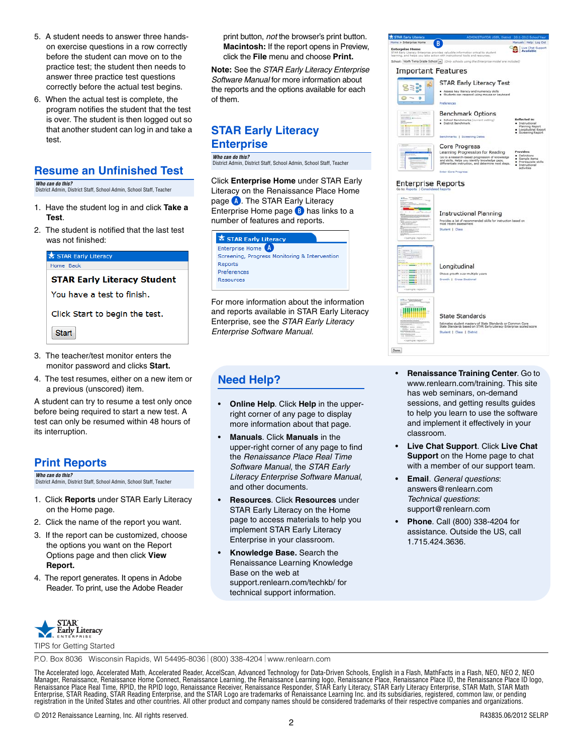5. A student needs to answer three hands-on exercise questions in a row correctly before the student can move on to the practice test; the student then needs to answer three practice test questions correctly before the actual test begins.
6. When the actual test is complete, the program notifies the student that the test is over. The student is then logged out so that another student can log in and take a test.

## Resume an Unfinished Test

***Who can do this?***
District Admin, District Staff, School Admin, School Staff, Teacher

1. Have the student log in and click **Take a Test**.
2. The student is notified that the last test was not finished:

STAR Early Literacy
Home Back

**STAR Early Literacy Student**

You have a test to finish.

Click Start to begin the test.

Start

3. The teacher/test monitor enters the monitor password and clicks **Start.**
4. The test resumes, either on a new item or a previous (unscored) item.

A student can try to resume a test only once before being required to start a new test. A test can only be resumed within 48 hours of its interruption.

## Print Reports

***Who can do this?***
District Admin, District Staff, School Admin, School Staff, Teacher

1. Click **Reports** under STAR Early Literacy on the Home page.
2. Click the name of the report you want.
3. If the report can be customized, choose the options you want on the Report Options page and then click **View Report.**
4. The report generates. It opens in Adobe Reader. To print, use the Adobe Reader print button, *not* the browser's print button. **Macintosh:** If the report opens in Preview, click the **File** menu and choose **Print.**

**Note:** See the *STAR Early Literacy Enterprise Software Manual* for more information about the reports and the options available for each of them.

## STAR Early Literacy Enterprise

***Who can do this?***
District Admin, District Staff, School Admin, School Staff, Teacher

Click **Enterprise Home** under STAR Early Literacy on the Renaissance Place Home page (A). The STAR Early Literacy Enterprise Home page (B) has links to a number of features and reports.

STAR Early Literacy
Enterprise Home (A)
Screening, Progress Monitoring & Intervention
Reports
Preferences
Resources

For more information about the information and reports available in STAR Early Literacy Enterprise, see the *STAR Early Literacy Enterprise Software Manual.*

## Need Help?

- **Online Help**. Click **Help** in the upper-right corner of any page to display more information about that page.
- **Manuals**. Click **Manuals** in the upper-right corner of any page to find the *Renaissance Place Real Time Software Manual*, the *STAR Early Literacy Enterprise Software Manual*, and other documents.
- **Resources**. Click **Resources** under STAR Early Literacy on the Home page to access materials to help you implement STAR Early Literacy Enterprise in your classroom.
- **Knowledge Base.** Search the Renaissance Learning Knowledge Base on the web at support.renlearn.com/techkb/ for technical support information.
- **Renaissance Training Center**. Go to www.renlearn.com/training. This site has web seminars, on-demand sessions, and getting results guides to help you learn to use the software and implement it effectively in your classroom.
- **Live Chat Support**. Click **Live Chat Support** on the Home page to chat with a member of our support team.
- **Email**. *General questions*: answers@renlearn.com *Technical questions*: support@renlearn.com
- **Phone**. Call (800) 338-4204 for assistance. Outside the US, call 1.715.424.3636.

STAR Early Literacy ENTERPRISE
TIPS for Getting Started

P.O. Box 8036 Wisconsin Rapids, WI 54495-8036 | (800) 338-4204 | www.renlearn.com

The Accelerated logo, Accelerated Math, Accelerated Reader, AccelScan, Advanced Technology for Data-Driven Schools, English in a Flash, MathFacts in a Flash, NEO, NEO 2, NEO Manager, Renaissance, Renaissance Home Connect, Renaissance Learning, the Renaissance Learning logo, Renaissance Place, the Renaissance Place ID logo, Renaissance Place Real Time, RPID, the RPID logo, Renaissance Receiver, Renaissance Responder, STAR Early Literacy, STAR Early Literacy Enterprise, STAR Math, STAR Math Enterprise, STAR Reading, STAR Reading Enterprise, and the STAR Logo are trademarks of Renaissance Learning Inc. and its subsidiaries, registered, common law, or pending registration in the United States and other countries. All other product and company names should be considered trademarks of their respective companies and organizations.

© 2012 Renaissance Learning, Inc. All rights reserved. R43835.06/2012 SELRP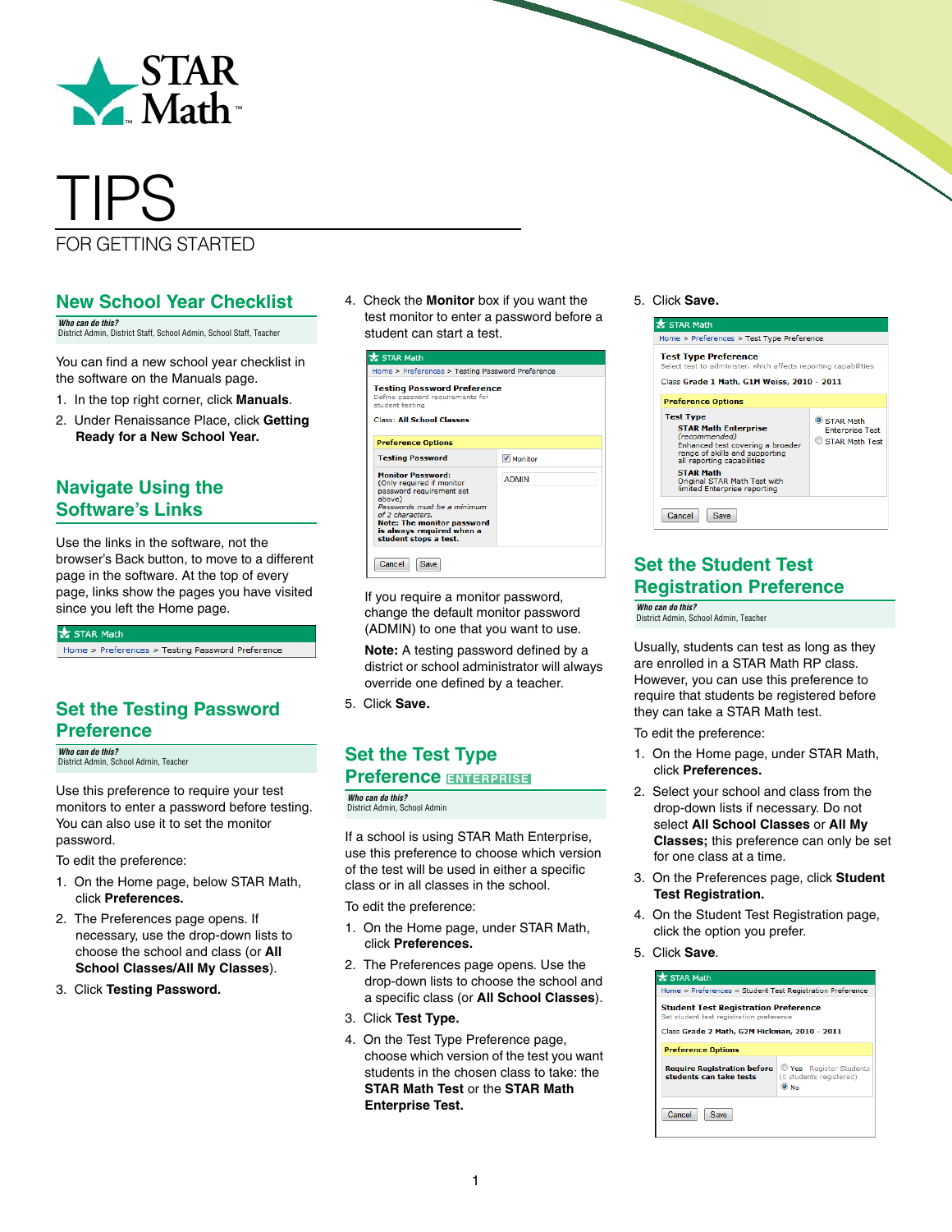# STAR Math™

# TIPS

FOR GETTING STARTED

## New School Year Checklist

*Who can do this?*
District Admin, District Staff, School Admin, School Staff, Teacher

You can find a new school year checklist in the software on the Manuals page.

1. In the top right corner, click **Manuals**.
2. Under Renaissance Place, click **Getting Ready for a New School Year.**

## Navigate Using the Software's Links

Use the links in the software, not the browser's Back button, to move to a different page in the software. At the top of every page, links show the pages you have visited since you left the Home page.

STAR Math
Home > Preferences > Testing Password Preference

## Set the Testing Password Preference

*Who can do this?*
District Admin, School Admin, Teacher

Use this preference to require your test monitors to enter a password before testing. You can also use it to set the monitor password.

To edit the preference:

1. On the Home page, below STAR Math, click **Preferences.**
2. The Preferences page opens. If necessary, use the drop-down lists to choose the school and class (or **All School Classes/All My Classes**).
3. Click **Testing Password.**
4. Check the **Monitor** box if you want the test monitor to enter a password before a student can start a test.

STAR Math
Home > Preferences > Testing Password Preference

Testing Password Preference
Define password requirements for student testing

Class: All School Classes

| Preference Options | |
|---|---|
| Testing Password | ☑ Monitor |
| Monitor Password: (Only required if monitor password requirement set above) *Passwords must be a minimum of 2 characters.* Note: The monitor password is always required when a student stops a test. | ADMIN |

Cancel Save

If you require a monitor password, change the default monitor password (ADMIN) to one that you want to use.

**Note:** A testing password defined by a district or school administrator will always override one defined by a teacher.

5. Click **Save.**

## Set the Test Type Preference ENTERPRISE

*Who can do this?*
District Admin, School Admin

If a school is using STAR Math Enterprise, use this preference to choose which version of the test will be used in either a specific class or in all classes in the school.

To edit the preference:

1. On the Home page, under STAR Math, click **Preferences.**
2. The Preferences page opens. Use the drop-down lists to choose the school and a specific class (or **All School Classes**).
3. Click **Test Type.**
4. On the Test Type Preference page, choose which version of the test you want students in the chosen class to take: the **STAR Math Test** or the **STAR Math Enterprise Test.**
5. Click **Save.**

STAR Math
Home > Preferences > Test Type Preference

Test Type Preference
Select test to administer, which affects reporting capabilities

Class Grade 1 Math, G1M Weiss, 2010 - 2011

| Preference Options | |
|---|---|
| Test Type<br>STAR Math Enterprise *(recommended)* Enhanced test covering a broader range of skills and supporting all reporting capabilities<br>STAR Math Original STAR Math Test with limited Enterprise reporting | ◉ STAR Math Enterprise Test<br>○ STAR Math Test |

Cancel Save

## Set the Student Test Registration Preference

*Who can do this?*
District Admin, School Admin, Teacher

Usually, students can test as long as they are enrolled in a STAR Math RP class. However, you can use this preference to require that students be registered before they can take a STAR Math test.

To edit the preference:

1. On the Home page, under STAR Math, click **Preferences.**
2. Select your school and class from the drop-down lists if necessary. Do not select **All School Classes** or **All My Classes;** this preference can only be set for one class at a time.
3. On the Preferences page, click **Student Test Registration.**
4. On the Student Test Registration page, click the option you prefer.
5. Click **Save**.

STAR Math
Home > Preferences > Student Test Registration Preference

Student Test Registration Preference
Set student test registration preference

Class Grade 2 Math, G2M Hickman, 2010 - 2011

| Preference Options | |
|---|---|
| Require Registration before students can take tests | ○ Yes Register Students (0 students registered)<br>◉ No |

Cancel Save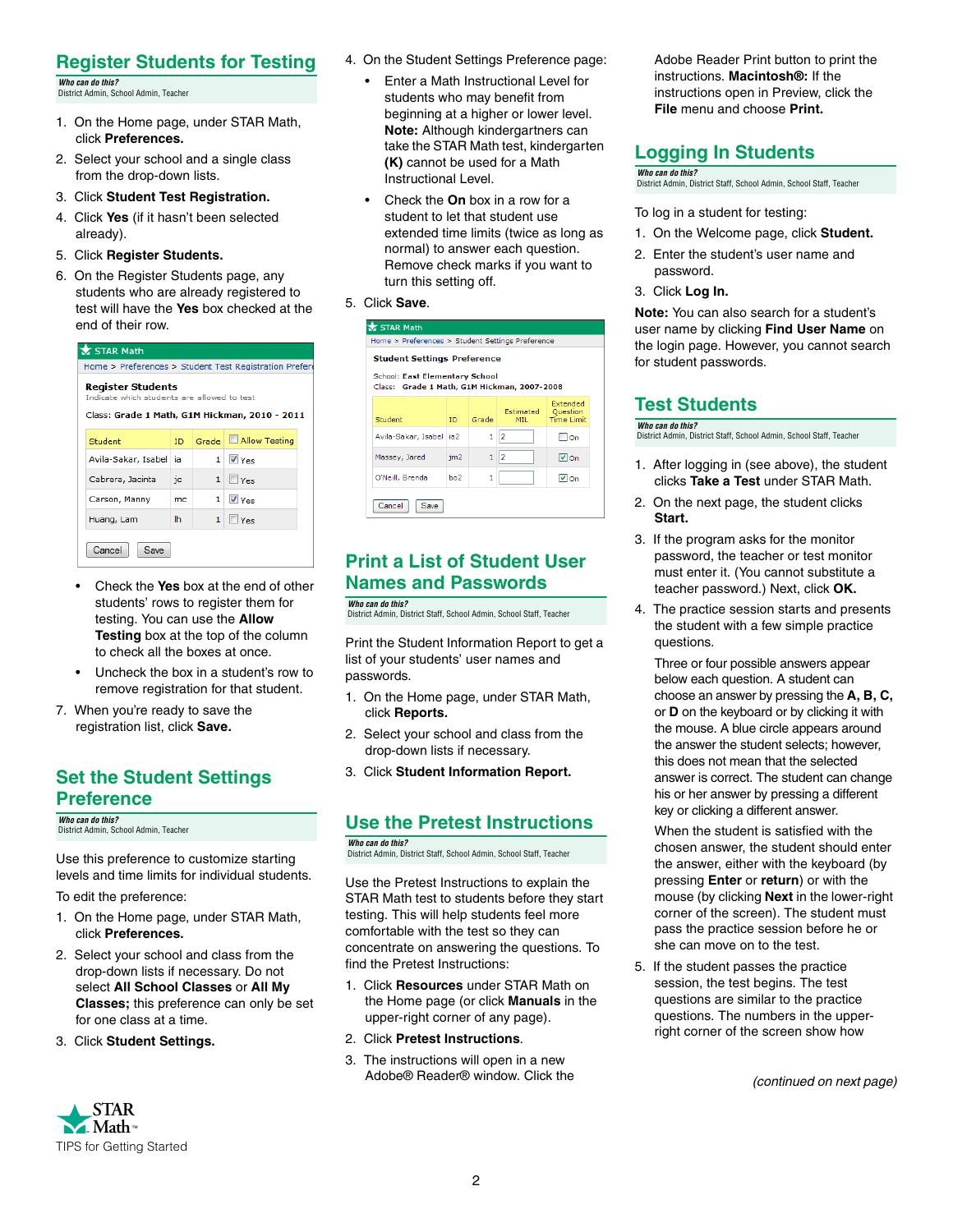## Register Students for Testing

***Who can do this?***
District Admin, School Admin, Teacher

1. On the Home page, under STAR Math, click **Preferences.**
2. Select your school and a single class from the drop-down lists.
3. Click **Student Test Registration.**
4. Click **Yes** (if it hasn't been selected already).
5. Click **Register Students.**
6. On the Register Students page, any students who are already registered to test will have the **Yes** box checked at the end of their row.

STAR Math
Home > Preferences > Student Test Registration Prefere

**Register Students**
Indicate which students are allowed to test

Class: **Grade 1 Math, G1M Hickman, 2010 - 2011**

| Student | ID | Grade | Allow Testing |
|---|---|---|---|
| Avila-Sakar, Isabel | ia | 1 | ☑ Yes |
| Cabrera, Jacinta | jc | 1 | ☐ Yes |
| Carson, Manny | mc | 1 | ☑ Yes |
| Huang, Lam | lh | 1 | ☐ Yes |

Cancel | Save

- Check the **Yes** box at the end of other students' rows to register them for testing. You can use the **Allow Testing** box at the top of the column to check all the boxes at once.
- Uncheck the box in a student's row to remove registration for that student.

7. When you're ready to save the registration list, click **Save.**

## Set the Student Settings Preference

***Who can do this?***
District Admin, School Admin, Teacher

Use this preference to customize starting levels and time limits for individual students.

To edit the preference:

1. On the Home page, under STAR Math, click **Preferences.**
2. Select your school and class from the drop-down lists if necessary. Do not select **All School Classes** or **All My Classes;** this preference can only be set for one class at a time.
3. Click **Student Settings.**
4. On the Student Settings Preference page:
   - Enter a Math Instructional Level for students who may benefit from beginning at a higher or lower level. **Note:** Although kindergartners can take the STAR Math test, kindergarten **(K)** cannot be used for a Math Instructional Level.
   - Check the **On** box in a row for a student to let that student use extended time limits (twice as long as normal) to answer each question. Remove check marks if you want to turn this setting off.
5. Click **Save**.

STAR Math
Home > Preferences > Student Settings Preference

**Student Settings Preference**

School: **East Elementary School**
Class: **Grade 1 Math, G1M Hickman, 2007-2008**

| Student | ID | Grade | Estimated MIL | Extended Question Time Limit |
|---|---|---|---|---|
| Avila-Sakar, Isabel | ia2 | 1 | 2 | ☐ On |
| Massey, Jared | jm2 | 1 | 2 | ☑ On |
| O'Neill, Brenda | bo2 | 1 | | ☑ On |

Cancel | Save

## Print a List of Student User Names and Passwords

***Who can do this?***
District Admin, District Staff, School Admin, School Staff, Teacher

Print the Student Information Report to get a list of your students' user names and passwords.

1. On the Home page, under STAR Math, click **Reports.**
2. Select your school and class from the drop-down lists if necessary.
3. Click **Student Information Report.**

## Use the Pretest Instructions

***Who can do this?***
District Admin, District Staff, School Admin, School Staff, Teacher

Use the Pretest Instructions to explain the STAR Math test to students before they start testing. This will help students feel more comfortable with the test so they can concentrate on answering the questions. To find the Pretest Instructions:

1. Click **Resources** under STAR Math on the Home page (or click **Manuals** in the upper-right corner of any page).
2. Click **Pretest Instructions**.
3. The instructions will open in a new Adobe® Reader® window. Click the Adobe Reader Print button to print the instructions. **Macintosh®:** If the instructions open in Preview, click the **File** menu and choose **Print.**

## Logging In Students

***Who can do this?***
District Admin, District Staff, School Admin, School Staff, Teacher

To log in a student for testing:

1. On the Welcome page, click **Student.**
2. Enter the student's user name and password.
3. Click **Log In.**

**Note:** You can also search for a student's user name by clicking **Find User Name** on the login page. However, you cannot search for student passwords.

## Test Students

***Who can do this?***
District Admin, District Staff, School Admin, School Staff, Teacher

1. After logging in (see above), the student clicks **Take a Test** under STAR Math.
2. On the next page, the student clicks **Start.**
3. If the program asks for the monitor password, the teacher or test monitor must enter it. (You cannot substitute a teacher password.) Next, click **OK.**
4. The practice session starts and presents the student with a few simple practice questions.

   Three or four possible answers appear below each question. A student can choose an answer by pressing the **A, B, C,** or **D** on the keyboard or by clicking it with the mouse. A blue circle appears around the answer the student selects; however, this does not mean that the selected answer is correct. The student can change his or her answer by pressing a different key or clicking a different answer.

   When the student is satisfied with the chosen answer, the student should enter the answer, either with the keyboard (by pressing **Enter** or **return**) or with the mouse (by clicking **Next** in the lower-right corner of the screen). The student must pass the practice session before he or she can move on to the test.
5. If the student passes the practice session, the test begins. The test questions are similar to the practice questions. The numbers in the upper-right corner of the screen show how

*(continued on next page)*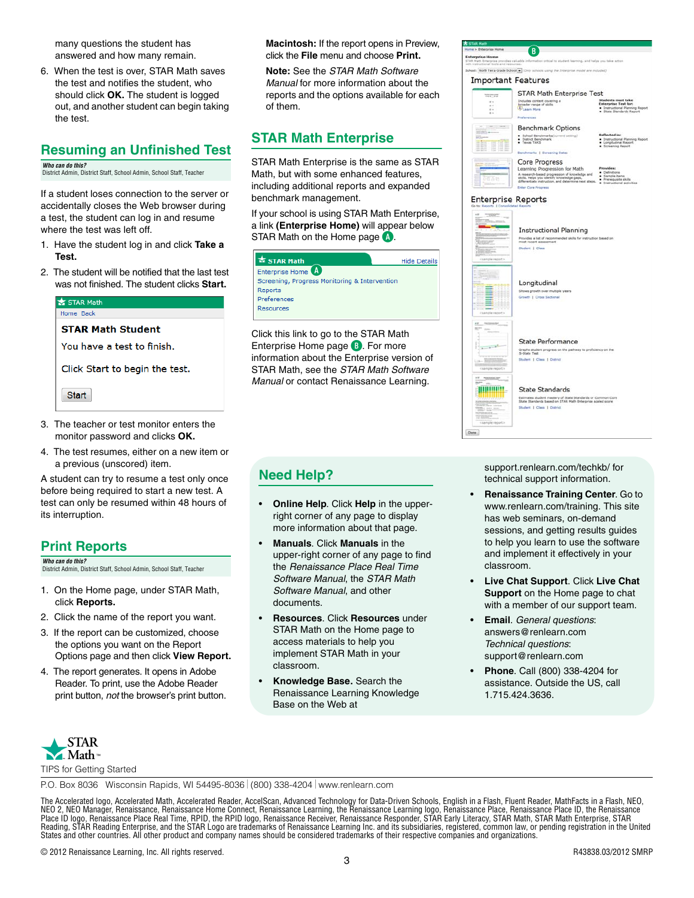many questions the student has answered and how many remain.

6. When the test is over, STAR Math saves the test and notifies the student, who should click **OK.** The student is logged out, and another student can begin taking the test.

## Resuming an Unfinished Test

***Who can do this?***
District Admin, District Staff, School Admin, School Staff, Teacher

If a student loses connection to the server or accidentally closes the Web browser during a test, the student can log in and resume where the test was left off.

1. Have the student log in and click **Take a Test.**
2. The student will be notified that the last test was not finished. The student clicks **Start.**

STAR Math
Home Back

**STAR Math Student**

You have a test to finish.

Click Start to begin the test.

Start

3. The teacher or test monitor enters the monitor password and clicks **OK.**
4. The test resumes, either on a new item or a previous (unscored) item.

A student can try to resume a test only once before being required to start a new test. A test can only be resumed within 48 hours of its interruption.

## Print Reports

***Who can do this?***
District Admin, District Staff, School Admin, School Staff, Teacher

1. On the Home page, under STAR Math, click **Reports.**
2. Click the name of the report you want.
3. If the report can be customized, choose the options you want on the Report Options page and then click **View Report.**
4. The report generates. It opens in Adobe Reader. To print, use the Adobe Reader print button, *not* the browser's print button.

**Macintosh:** If the report opens in Preview, click the **File** menu and choose **Print.**

**Note:** See the *STAR Math Software Manual* for more information about the reports and the options available for each of them.

## STAR Math Enterprise

STAR Math Enterprise is the same as STAR Math, but with some enhanced features, including additional reports and expanded benchmark management.

If your school is using STAR Math Enterprise, a link **(Enterprise Home)** will appear below STAR Math on the Home page **A**.

STAR Math — Hide Details
Enterprise Home **A**
Screening, Progress Monitoring & Intervention
Reports
Preferences
Resources

Click this link to go to the STAR Math Enterprise Home page **B**. For more information about the Enterprise version of STAR Math, see the *STAR Math Software Manual* or contact Renaissance Learning.

## Need Help?

- **Online Help**. Click **Help** in the upper-right corner of any page to display more information about that page.
- **Manuals**. Click **Manuals** in the upper-right corner of any page to find the *Renaissance Place Real Time Software Manual*, the *STAR Math Software Manual*, and other documents.
- **Resources**. Click **Resources** under STAR Math on the Home page to access materials to help you implement STAR Math in your classroom.
- **Knowledge Base.** Search the Renaissance Learning Knowledge Base on the Web at support.renlearn.com/techkb/ for technical support information.
- **Renaissance Training Center**. Go to www.renlearn.com/training. This site has web seminars, on-demand sessions, and getting results guides to help you learn to use the software and implement it effectively in your classroom.
- **Live Chat Support**. Click **Live Chat Support** on the Home page to chat with a member of our support team.
- **Email**. *General questions*: answers@renlearn.com *Technical questions*: support@renlearn.com
- **Phone**. Call (800) 338-4204 for assistance. Outside the US, call 1.715.424.3636.

STAR Math™
TIPS for Getting Started

P.O. Box 8036 Wisconsin Rapids, WI 54495-8036 | (800) 338-4204 | www.renlearn.com

The Accelerated logo, Accelerated Math, Accelerated Reader, AccelScan, Advanced Technology for Data-Driven Schools, English in a Flash, Fluent Reader, MathFacts in a Flash, NEO, NEO 2, NEO Manager, Renaissance, Renaissance Home Connect, Renaissance Learning, the Renaissance Learning logo, Renaissance Place, Renaissance Place ID, the Renaissance Place ID logo, Renaissance Place Real Time, RPID, the RPID logo, Renaissance Receiver, Renaissance Responder, STAR Early Literacy, STAR Math, STAR Math Enterprise, STAR Reading, STAR Reading Enterprise, and the STAR Logo are trademarks of Renaissance Learning Inc. and its subsidiaries, registered, common law, or pending registration in the United States and other countries. All other product and company names should be considered trademarks of their respective companies and organizations.

© 2012 Renaissance Learning, Inc. All rights reserved. R43838.03/2012 SMRP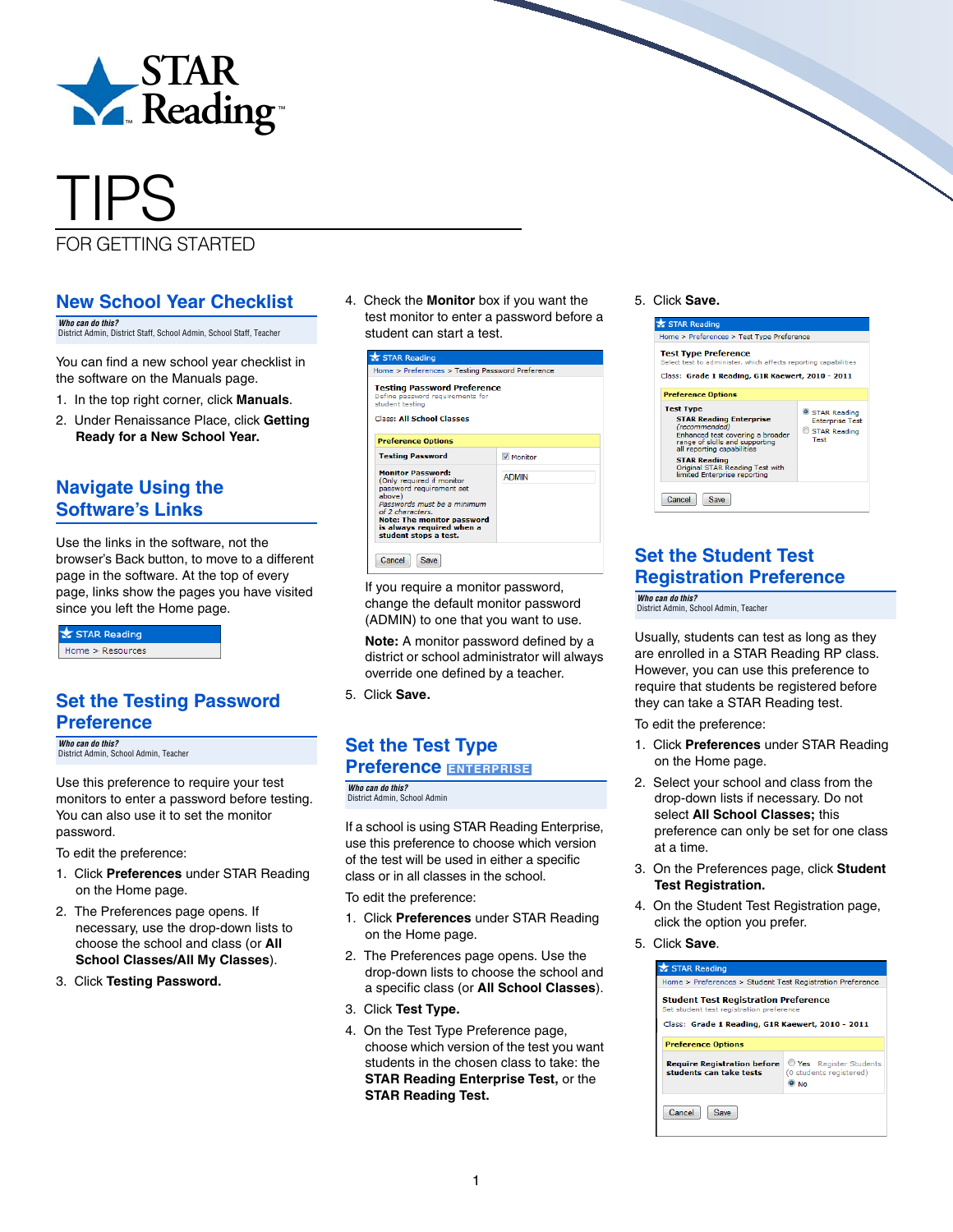# STAR Reading

# TIPS

FOR GETTING STARTED

## New School Year Checklist

***Who can do this?***
District Admin, District Staff, School Admin, School Staff, Teacher

You can find a new school year checklist in the software on the Manuals page.

1. In the top right corner, click **Manuals**.
2. Under Renaissance Place, click **Getting Ready for a New School Year.**

## Navigate Using the Software's Links

Use the links in the software, not the browser's Back button, to move to a different page in the software. At the top of every page, links show the pages you have visited since you left the Home page.

STAR Reading
Home > Resources

## Set the Testing Password Preference

***Who can do this?***
District Admin, School Admin, Teacher

Use this preference to require your test monitors to enter a password before testing. You can also use it to set the monitor password.

To edit the preference:

1. Click **Preferences** under STAR Reading on the Home page.
2. The Preferences page opens. If necessary, use the drop-down lists to choose the school and class (or **All School Classes/All My Classes**).
3. Click **Testing Password.**
4. Check the **Monitor** box if you want the test monitor to enter a password before a student can start a test.

STAR Reading
Home > Preferences > Testing Password Preference

**Testing Password Preference**
Define password requirements for student testing

Class: **All School Classes**

| Preference Options | |
|---|---|
| **Testing Password** | ☑ Monitor |
| **Monitor Password:** (Only required if monitor password requirement set above) *Passwords must be a minimum of 2 characters.* **Note: The monitor password is always required when a student stops a test.** | ADMIN |

Cancel | Save

If you require a monitor password, change the default monitor password (ADMIN) to one that you want to use.

**Note:** A monitor password defined by a district or school administrator will always override one defined by a teacher.

5. Click **Save.**

## Set the Test Type Preference ENTERPRISE

***Who can do this?***
District Admin, School Admin

If a school is using STAR Reading Enterprise, use this preference to choose which version of the test will be used in either a specific class or in all classes in the school.

To edit the preference:

1. Click **Preferences** under STAR Reading on the Home page.
2. The Preferences page opens. Use the drop-down lists to choose the school and a specific class (or **All School Classes**).
3. Click **Test Type.**
4. On the Test Type Preference page, choose which version of the test you want students in the chosen class to take: the **STAR Reading Enterprise Test,** or the **STAR Reading Test.**
5. Click **Save.**

STAR Reading
Home > Preferences > Test Type Preference

**Test Type Preference**
Select test to administer, which affects reporting capabilities

Class: **Grade 1 Reading, G1R Kaewert, 2010 - 2011**

| Preference Options | |
|---|---|
| **Test Type** **STAR Reading Enterprise** *(recommended)* Enhanced test covering a broader range of skills and supporting all reporting capabilities **STAR Reading** Original STAR Reading Test with limited Enterprise reporting | ◉ STAR Reading Enterprise Test ○ STAR Reading Test |

Cancel | Save

## Set the Student Test Registration Preference

***Who can do this?***
District Admin, School Admin, Teacher

Usually, students can test as long as they are enrolled in a STAR Reading RP class. However, you can use this preference to require that students be registered before they can take a STAR Reading test.

To edit the preference:

1. Click **Preferences** under STAR Reading on the Home page.
2. Select your school and class from the drop-down lists if necessary. Do not select **All School Classes;** this preference can only be set for one class at a time.
3. On the Preferences page, click **Student Test Registration.**
4. On the Student Test Registration page, click the option you prefer.
5. Click **Save.**

STAR Reading
Home > Preferences > Student Test Registration Preference

**Student Test Registration Preference**
Set student test registration preference

Class: **Grade 1 Reading, G1R Kaewert, 2010 - 2011**

| Preference Options | |
|---|---|
| **Require Registration before students can take tests** | ○ Yes Register Students (0 students registered) ◉ No |

Cancel | Save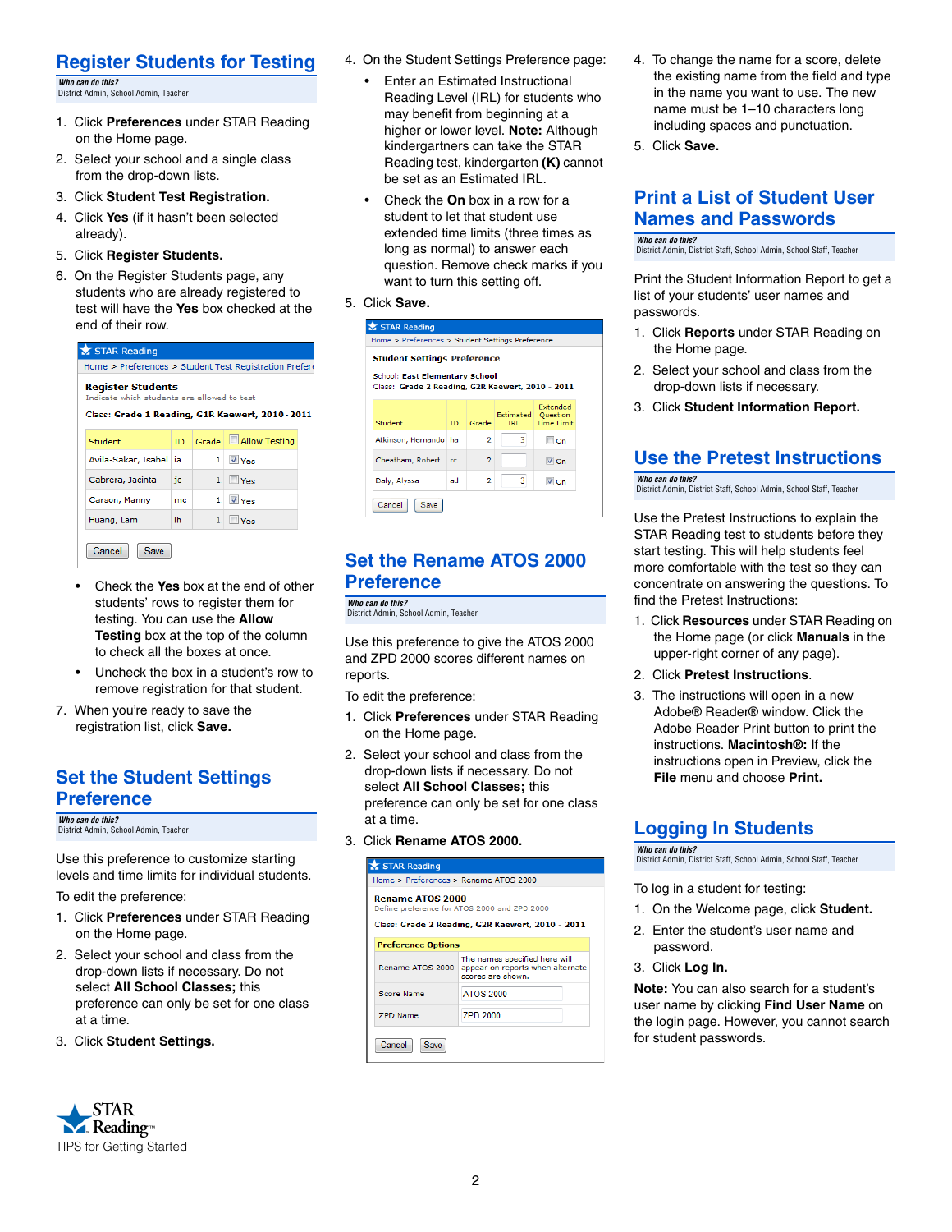## Register Students for Testing

*Who can do this?*
District Admin, School Admin, Teacher

1. Click **Preferences** under STAR Reading on the Home page.
2. Select your school and a single class from the drop-down lists.
3. Click **Student Test Registration.**
4. Click **Yes** (if it hasn't been selected already).
5. Click **Register Students.**
6. On the Register Students page, any students who are already registered to test will have the **Yes** box checked at the end of their row.

STAR Reading
Home > Preferences > Student Test Registration Preference

**Register Students**
Indicate which students are allowed to test

Class: **Grade 1 Reading, G1R Kaewert, 2010 - 2011**

| Student | ID | Grade | Allow Testing |
|---|---|---|---|
| Avila-Sakar, Isabel | ia | 1 | ☑ Yes |
| Cabrera, Jacinta | jc | 1 | ☐ Yes |
| Carson, Manny | mc | 1 | ☑ Yes |
| Huang, Lam | lh | 1 | ☐ Yes |

Cancel  Save

- Check the **Yes** box at the end of other students' rows to register them for testing. You can use the **Allow Testing** box at the top of the column to check all the boxes at once.
- Uncheck the box in a student's row to remove registration for that student.

7. When you're ready to save the registration list, click **Save.**

## Set the Student Settings Preference

*Who can do this?*
District Admin, School Admin, Teacher

Use this preference to customize starting levels and time limits for individual students.

To edit the preference:

1. Click **Preferences** under STAR Reading on the Home page.
2. Select your school and class from the drop-down lists if necessary. Do not select **All School Classes;** this preference can only be set for one class at a time.
3. Click **Student Settings.**
4. On the Student Settings Preference page:
   - Enter an Estimated Instructional Reading Level (IRL) for students who may benefit from beginning at a higher or lower level. **Note:** Although kindergartners can take the STAR Reading test, kindergarten **(K)** cannot be set as an Estimated IRL.
   - Check the **On** box in a row for a student to let that student use extended time limits (three times as long as normal) to answer each question. Remove check marks if you want to turn this setting off.
5. Click **Save.**

STAR Reading
Home > Preferences > Student Settings Preference

**Student Settings Preference**

School: **East Elementary School**
Class: **Grade 2 Reading, G2R Kaewert, 2010 - 2011**

| Student | ID | Grade | Estimated IRL | Extended Question Time Limit |
|---|---|---|---|---|
| Atkinson, Hernando | ha | 2 | 3 | ☐ On |
| Cheatham, Robert | rc | 2 | | ☑ On |
| Daly, Alyssa | ad | 2 | 3 | ☑ On |

Cancel  Save

## Set the Rename ATOS 2000 Preference

*Who can do this?*
District Admin, School Admin, Teacher

Use this preference to give the ATOS 2000 and ZPD 2000 scores different names on reports.

To edit the preference:

1. Click **Preferences** under STAR Reading on the Home page.
2. Select your school and class from the drop-down lists if necessary. Do not select **All School Classes;** this preference can only be set for one class at a time.
3. Click **Rename ATOS 2000.**

STAR Reading
Home > Preferences > Rename ATOS 2000

**Rename ATOS 2000**
Define preference for ATOS 2000 and ZPD 2000

Class: **Grade 2 Reading, G2R Kaewert, 2010 - 2011**

| Preference Options | |
|---|---|
| Rename ATOS 2000 | The names specified here will appear on reports when alternate scores are shown. |
| Score Name | ATOS 2000 |
| ZPD Name | ZPD 2000 |

Cancel  Save

4. To change the name for a score, delete the existing name from the field and type in the name you want to use. The new name must be 1–10 characters long including spaces and punctuation.
5. Click **Save.**

## Print a List of Student User Names and Passwords

*Who can do this?*
District Admin, District Staff, School Admin, School Staff, Teacher

Print the Student Information Report to get a list of your students' user names and passwords.

1. Click **Reports** under STAR Reading on the Home page.
2. Select your school and class from the drop-down lists if necessary.
3. Click **Student Information Report.**

## Use the Pretest Instructions

*Who can do this?*
District Admin, District Staff, School Admin, School Staff, Teacher

Use the Pretest Instructions to explain the STAR Reading test to students before they start testing. This will help students feel more comfortable with the test so they can concentrate on answering the questions. To find the Pretest Instructions:

1. Click **Resources** under STAR Reading on the Home page (or click **Manuals** in the upper-right corner of any page).
2. Click **Pretest Instructions**.
3. The instructions will open in a new Adobe® Reader® window. Click the Adobe Reader Print button to print the instructions. **Macintosh®:** If the instructions open in Preview, click the **File** menu and choose **Print.**

## Logging In Students

*Who can do this?*
District Admin, District Staff, School Admin, School Staff, Teacher

To log in a student for testing:

1. On the Welcome page, click **Student.**
2. Enter the student's user name and password.
3. Click **Log In.**

**Note:** You can also search for a student's user name by clicking **Find User Name** on the login page. However, you cannot search for student passwords.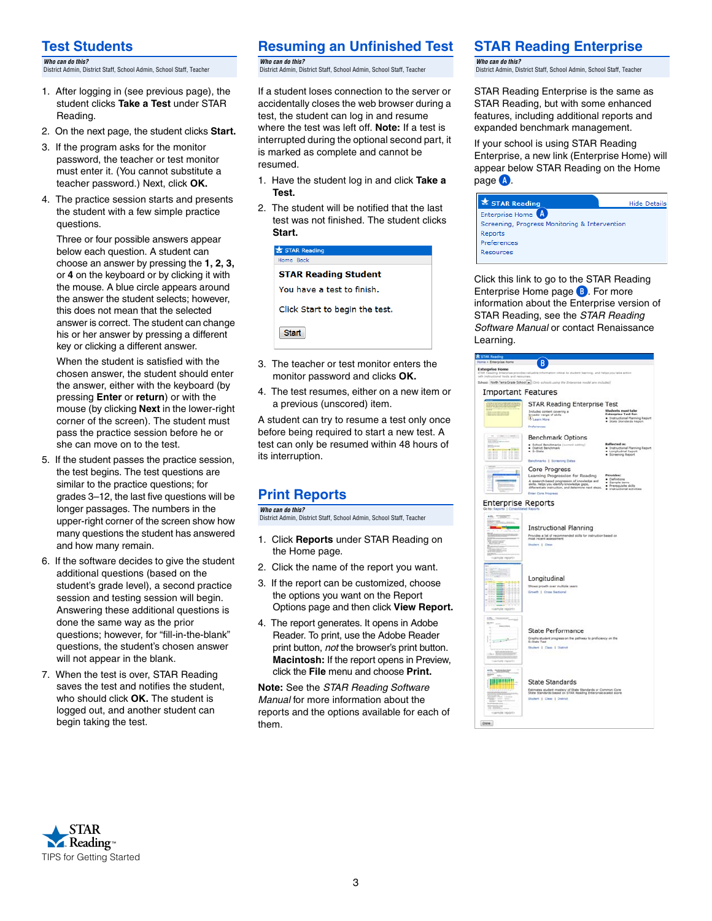## Test Students

***Who can do this?***
District Admin, District Staff, School Admin, School Staff, Teacher

1. After logging in (see previous page), the student clicks **Take a Test** under STAR Reading.
2. On the next page, the student clicks **Start.**
3. If the program asks for the monitor password, the teacher or test monitor must enter it. (You cannot substitute a teacher password.) Next, click **OK.**
4. The practice session starts and presents the student with a few simple practice questions.

   Three or four possible answers appear below each question. A student can choose an answer by pressing the **1, 2, 3,** or **4** on the keyboard or by clicking it with the mouse. A blue circle appears around the answer the student selects; however, this does not mean that the selected answer is correct. The student can change his or her answer by pressing a different key or clicking a different answer.

   When the student is satisfied with the chosen answer, the student should enter the answer, either with the keyboard (by pressing **Enter** or **return**) or with the mouse (by clicking **Next** in the lower-right corner of the screen). The student must pass the practice session before he or she can move on to the test.
5. If the student passes the practice session, the test begins. The test questions are similar to the practice questions; for grades 3–12, the last five questions will be longer passages. The numbers in the upper-right corner of the screen show how many questions the student has answered and how many remain.
6. If the software decides to give the student additional questions (based on the student's grade level), a second practice session and testing session will begin. Answering these additional questions is done the same way as the prior questions; however, for "fill-in-the-blank" questions, the student's chosen answer will not appear in the blank.
7. When the test is over, STAR Reading saves the test and notifies the student, who should click **OK.** The student is logged out, and another student can begin taking the test.

## Resuming an Unfinished Test

***Who can do this?***
District Admin, District Staff, School Admin, School Staff, Teacher

If a student loses connection to the server or accidentally closes the web browser during a test, the student can log in and resume where the test was left off. **Note:** If a test is interrupted during the optional second part, it is marked as complete and cannot be resumed.

1. Have the student log in and click **Take a Test.**
2. The student will be notified that the last test was not finished. The student clicks **Start.**

STAR Reading
Home Back
**STAR Reading Student**
You have a test to finish.
Click Start to begin the test.
Start

3. The teacher or test monitor enters the monitor password and clicks **OK.**
4. The test resumes, either on a new item or a previous (unscored) item.

A student can try to resume a test only once before being required to start a new test. A test can only be resumed within 48 hours of its interruption.

## Print Reports

***Who can do this?***
District Admin, District Staff, School Admin, School Staff, Teacher

1. Click **Reports** under STAR Reading on the Home page.
2. Click the name of the report you want.
3. If the report can be customized, choose the options you want on the Report Options page and then click **View Report.**
4. The report generates. It opens in Adobe Reader. To print, use the Adobe Reader print button, *not* the browser's print button. **Macintosh:** If the report opens in Preview, click the **File** menu and choose **Print.**

**Note:** See the *STAR Reading Software Manual* for more information about the reports and the options available for each of them.

## STAR Reading Enterprise

***Who can do this?***
District Admin, District Staff, School Admin, School Staff, Teacher

STAR Reading Enterprise is the same as STAR Reading, but with some enhanced features, including additional reports and expanded benchmark management.

If your school is using STAR Reading Enterprise, a new link (Enterprise Home) will appear below STAR Reading on the Home page (A).

STAR Reading — Hide Details
Enterprise Home (A)
Screening, Progress Monitoring & Intervention
Reports
Preferences
Resources

Click this link to go to the STAR Reading Enterprise Home page (B). For more information about the Enterprise version of STAR Reading, see the *STAR Reading Software Manual* or contact Renaissance Learning.

(B) Important Features: STAR Reading Enterprise Test; Benchmark Options; Core Progress. Enterprise Reports: Instructional Planning; Longitudinal; State Performance; State Standards.

STAR Reading™
TIPS for Getting Started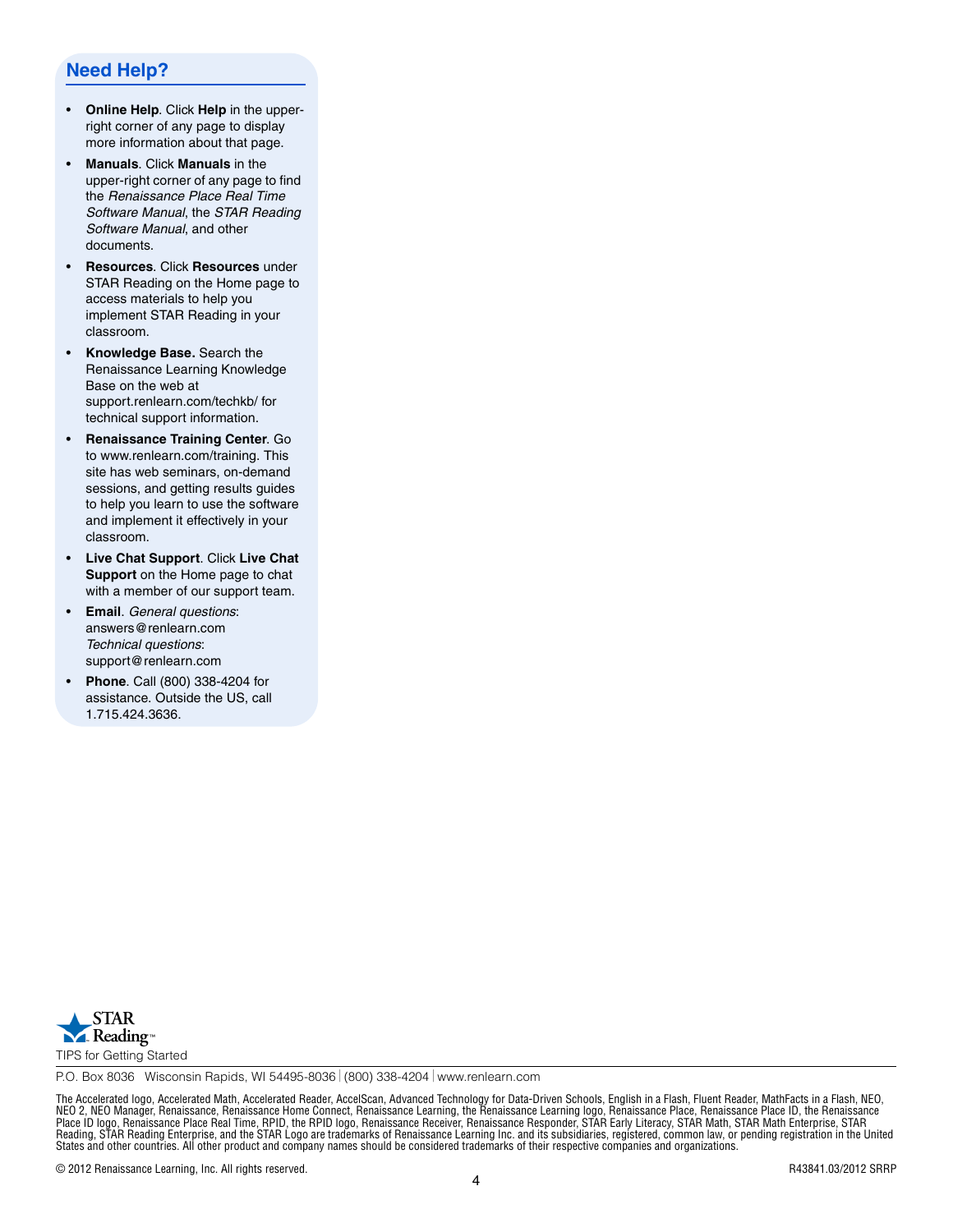## Need Help?

- **Online Help**. Click **Help** in the upper-right corner of any page to display more information about that page.
- **Manuals**. Click **Manuals** in the upper-right corner of any page to find the *Renaissance Place Real Time Software Manual*, the *STAR Reading Software Manual*, and other documents.
- **Resources**. Click **Resources** under STAR Reading on the Home page to access materials to help you implement STAR Reading in your classroom.
- **Knowledge Base.** Search the Renaissance Learning Knowledge Base on the web at support.renlearn.com/techkb/ for technical support information.
- **Renaissance Training Center**. Go to www.renlearn.com/training. This site has web seminars, on-demand sessions, and getting results guides to help you learn to use the software and implement it effectively in your classroom.
- **Live Chat Support**. Click **Live Chat Support** on the Home page to chat with a member of our support team.
- **Email**. *General questions*: answers@renlearn.com *Technical questions*: support@renlearn.com
- **Phone**. Call (800) 338-4204 for assistance. Outside the US, call 1.715.424.3636.

STAR Reading™

TIPS for Getting Started

P.O. Box 8036 Wisconsin Rapids, WI 54495-8036 | (800) 338-4204 | www.renlearn.com

The Accelerated logo, Accelerated Math, Accelerated Reader, AccelScan, Advanced Technology for Data-Driven Schools, English in a Flash, Fluent Reader, MathFacts in a Flash, NEO, NEO 2, NEO Manager, Renaissance, Renaissance Home Connect, Renaissance Learning, the Renaissance Learning logo, Renaissance Place, Renaissance Place ID, the Renaissance Place ID logo, Renaissance Place Real Time, RPID, the RPID logo, Renaissance Receiver, Renaissance Responder, STAR Early Literacy, STAR Math, STAR Math Enterprise, STAR Reading, STAR Reading Enterprise, and the STAR Logo are trademarks of Renaissance Learning Inc. and its subsidiaries, registered, common law, or pending registration in the United States and other countries. All other product and company names should be considered trademarks of their respective companies and organizations.

© 2012 Renaissance Learning, Inc. All rights reserved.

R43841.03/2012 SRRP